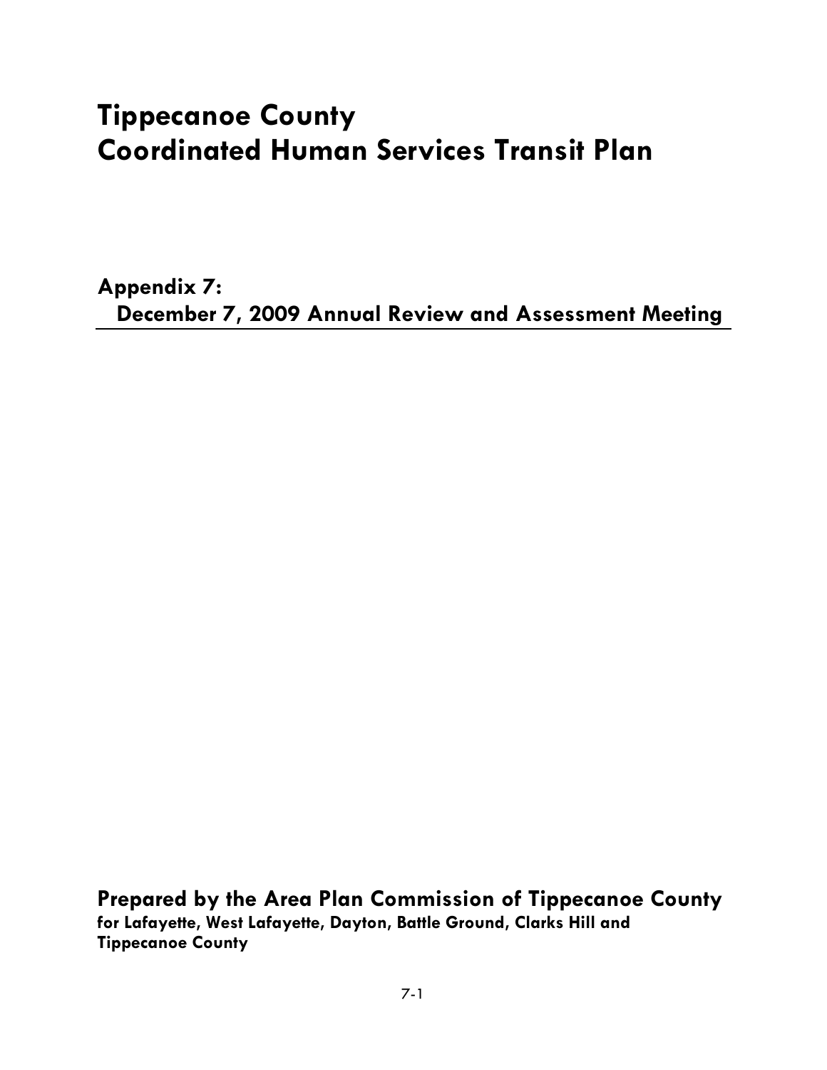# Tippecanoe County
# Coordinated Human Services Transit Plan

## Appendix 7:
## December 7, 2009 Annual Review and Assessment Meeting

**Prepared by the Area Plan Commission of Tippecanoe County**
**for Lafayette, West Lafayette, Dayton, Battle Ground, Clarks Hill and Tippecanoe County**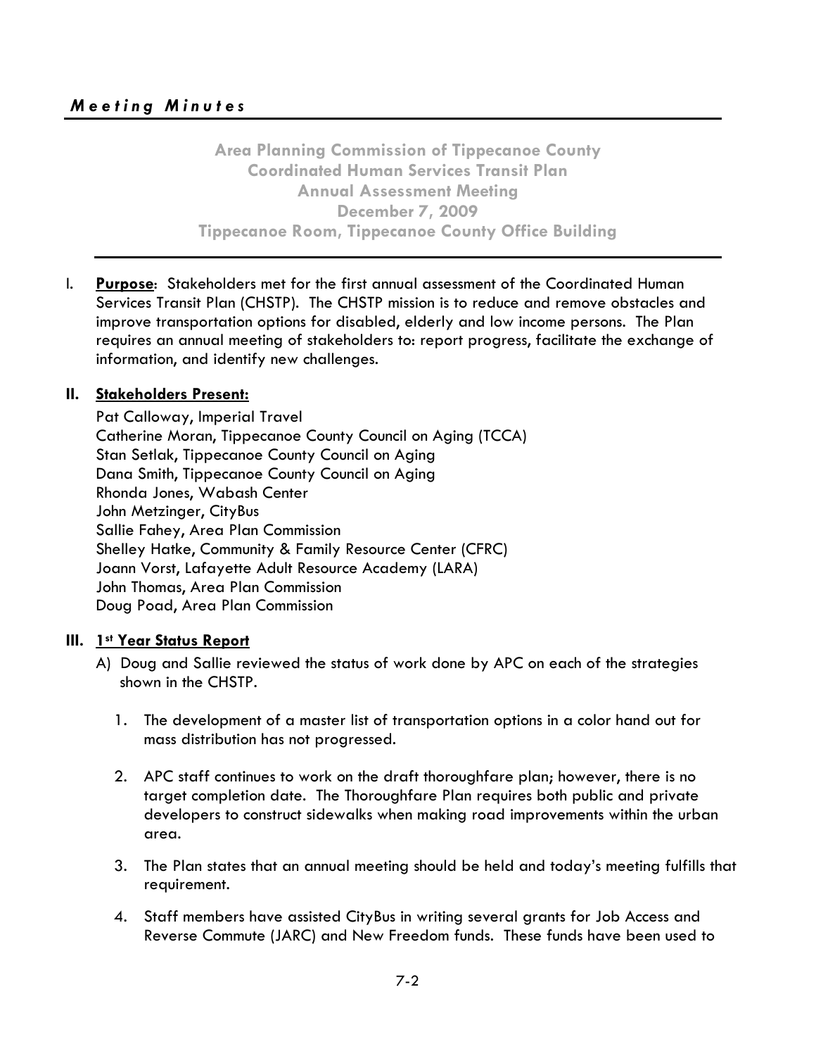*Meeting Minutes*

**Area Planning Commission of Tippecanoe County**
**Coordinated Human Services Transit Plan**
**Annual Assessment Meeting**
**December 7, 2009**
**Tippecanoe Room, Tippecanoe County Office Building**

I. **Purpose**: Stakeholders met for the first annual assessment of the Coordinated Human Services Transit Plan (CHSTP). The CHSTP mission is to reduce and remove obstacles and improve transportation options for disabled, elderly and low income persons. The Plan requires an annual meeting of stakeholders to: report progress, facilitate the exchange of information, and identify new challenges.

**II. Stakeholders Present:**

Pat Calloway, Imperial Travel
Catherine Moran, Tippecanoe County Council on Aging (TCCA)
Stan Setlak, Tippecanoe County Council on Aging
Dana Smith, Tippecanoe County Council on Aging
Rhonda Jones, Wabash Center
John Metzinger, CityBus
Sallie Fahey, Area Plan Commission
Shelley Hatke, Community & Family Resource Center (CFRC)
Joann Vorst, Lafayette Adult Resource Academy (LARA)
John Thomas, Area Plan Commission
Doug Poad, Area Plan Commission

**III. 1st Year Status Report**

A) Doug and Sallie reviewed the status of work done by APC on each of the strategies shown in the CHSTP.

1. The development of a master list of transportation options in a color hand out for mass distribution has not progressed.

2. APC staff continues to work on the draft thoroughfare plan; however, there is no target completion date. The Thoroughfare Plan requires both public and private developers to construct sidewalks when making road improvements within the urban area.

3. The Plan states that an annual meeting should be held and today's meeting fulfills that requirement.

4. Staff members have assisted CityBus in writing several grants for Job Access and Reverse Commute (JARC) and New Freedom funds. These funds have been used to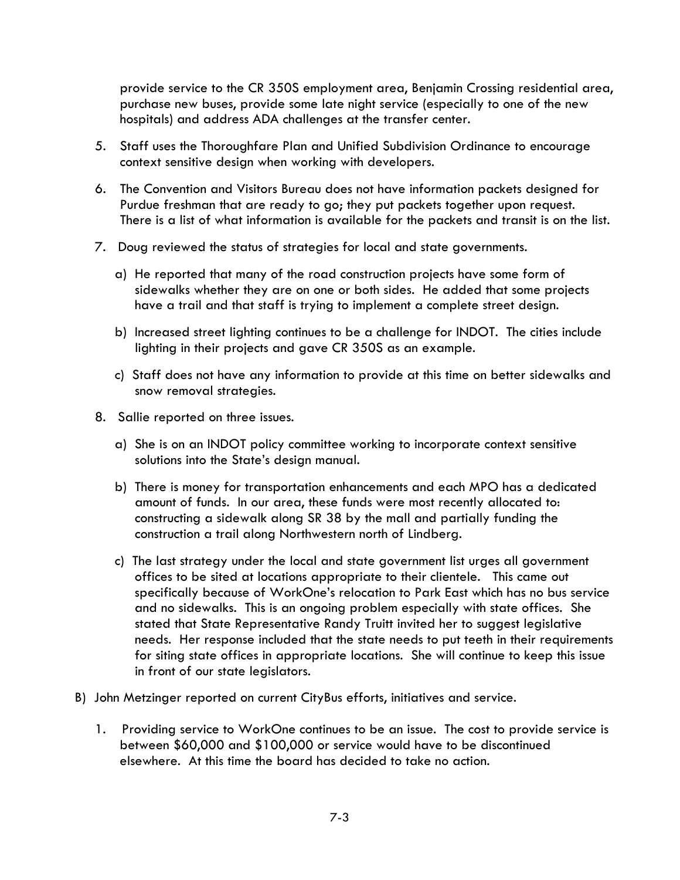provide service to the CR 350S employment area, Benjamin Crossing residential area, purchase new buses, provide some late night service (especially to one of the new hospitals) and address ADA challenges at the transfer center.

5. Staff uses the Thoroughfare Plan and Unified Subdivision Ordinance to encourage context sensitive design when working with developers.

6. The Convention and Visitors Bureau does not have information packets designed for Purdue freshman that are ready to go; they put packets together upon request. There is a list of what information is available for the packets and transit is on the list.

7. Doug reviewed the status of strategies for local and state governments.

   a) He reported that many of the road construction projects have some form of sidewalks whether they are on one or both sides. He added that some projects have a trail and that staff is trying to implement a complete street design.

   b) Increased street lighting continues to be a challenge for INDOT. The cities include lighting in their projects and gave CR 350S as an example.

   c) Staff does not have any information to provide at this time on better sidewalks and snow removal strategies.

8. Sallie reported on three issues.

   a) She is on an INDOT policy committee working to incorporate context sensitive solutions into the State's design manual.

   b) There is money for transportation enhancements and each MPO has a dedicated amount of funds. In our area, these funds were most recently allocated to: constructing a sidewalk along SR 38 by the mall and partially funding the construction a trail along Northwestern north of Lindberg.

   c) The last strategy under the local and state government list urges all government offices to be sited at locations appropriate to their clientele. This came out specifically because of WorkOne's relocation to Park East which has no bus service and no sidewalks. This is an ongoing problem especially with state offices. She stated that State Representative Randy Truitt invited her to suggest legislative needs. Her response included that the state needs to put teeth in their requirements for siting state offices in appropriate locations. She will continue to keep this issue in front of our state legislators.

B) John Metzinger reported on current CityBus efforts, initiatives and service.

   1. Providing service to WorkOne continues to be an issue. The cost to provide service is between $60,000 and $100,000 or service would have to be discontinued elsewhere. At this time the board has decided to take no action.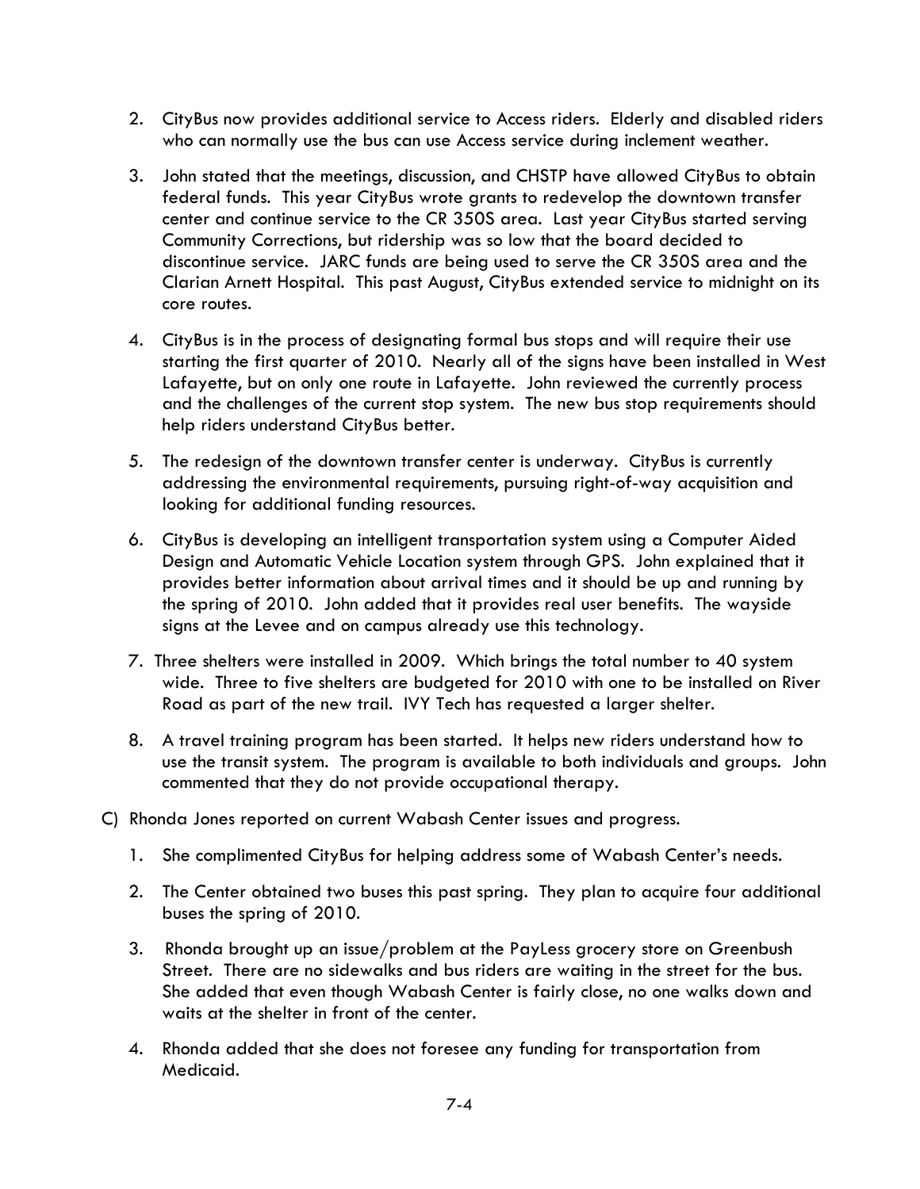2. CityBus now provides additional service to Access riders. Elderly and disabled riders who can normally use the bus can use Access service during inclement weather.

3. John stated that the meetings, discussion, and CHSTP have allowed CityBus to obtain federal funds. This year CityBus wrote grants to redevelop the downtown transfer center and continue service to the CR 350S area. Last year CityBus started serving Community Corrections, but ridership was so low that the board decided to discontinue service. JARC funds are being used to serve the CR 350S area and the Clarian Arnett Hospital. This past August, CityBus extended service to midnight on its core routes.

4. CityBus is in the process of designating formal bus stops and will require their use starting the first quarter of 2010. Nearly all of the signs have been installed in West Lafayette, but on only one route in Lafayette. John reviewed the currently process and the challenges of the current stop system. The new bus stop requirements should help riders understand CityBus better.

5. The redesign of the downtown transfer center is underway. CityBus is currently addressing the environmental requirements, pursuing right-of-way acquisition and looking for additional funding resources.

6. CityBus is developing an intelligent transportation system using a Computer Aided Design and Automatic Vehicle Location system through GPS. John explained that it provides better information about arrival times and it should be up and running by the spring of 2010. John added that it provides real user benefits. The wayside signs at the Levee and on campus already use this technology.

7. Three shelters were installed in 2009. Which brings the total number to 40 system wide. Three to five shelters are budgeted for 2010 with one to be installed on River Road as part of the new trail. IVY Tech has requested a larger shelter.

8. A travel training program has been started. It helps new riders understand how to use the transit system. The program is available to both individuals and groups. John commented that they do not provide occupational therapy.

C) Rhonda Jones reported on current Wabash Center issues and progress.

1. She complimented CityBus for helping address some of Wabash Center's needs.

2. The Center obtained two buses this past spring. They plan to acquire four additional buses the spring of 2010.

3. Rhonda brought up an issue/problem at the PayLess grocery store on Greenbush Street. There are no sidewalks and bus riders are waiting in the street for the bus. She added that even though Wabash Center is fairly close, no one walks down and waits at the shelter in front of the center.

4. Rhonda added that she does not foresee any funding for transportation from Medicaid.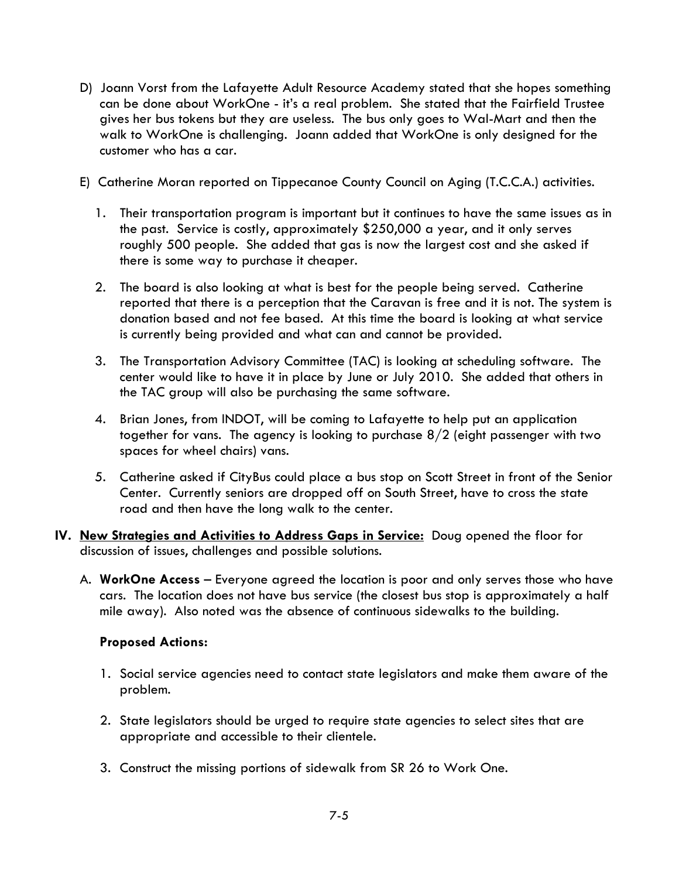D) Joann Vorst from the Lafayette Adult Resource Academy stated that she hopes something can be done about WorkOne - it's a real problem. She stated that the Fairfield Trustee gives her bus tokens but they are useless. The bus only goes to Wal-Mart and then the walk to WorkOne is challenging. Joann added that WorkOne is only designed for the customer who has a car.

E) Catherine Moran reported on Tippecanoe County Council on Aging (T.C.C.A.) activities.

1. Their transportation program is important but it continues to have the same issues as in the past. Service is costly, approximately $250,000 a year, and it only serves roughly 500 people. She added that gas is now the largest cost and she asked if there is some way to purchase it cheaper.

2. The board is also looking at what is best for the people being served. Catherine reported that there is a perception that the Caravan is free and it is not. The system is donation based and not fee based. At this time the board is looking at what service is currently being provided and what can and cannot be provided.

3. The Transportation Advisory Committee (TAC) is looking at scheduling software. The center would like to have it in place by June or July 2010. She added that others in the TAC group will also be purchasing the same software.

4. Brian Jones, from INDOT, will be coming to Lafayette to help put an application together for vans. The agency is looking to purchase 8/2 (eight passenger with two spaces for wheel chairs) vans.

5. Catherine asked if CityBus could place a bus stop on Scott Street in front of the Senior Center. Currently seniors are dropped off on South Street, have to cross the state road and then have the long walk to the center.

## IV. New Strategies and Activities to Address Gaps in Service:

Doug opened the floor for discussion of issues, challenges and possible solutions.

A. **WorkOne Access** – Everyone agreed the location is poor and only serves those who have cars. The location does not have bus service (the closest bus stop is approximately a half mile away). Also noted was the absence of continuous sidewalks to the building.

**Proposed Actions:**

1. Social service agencies need to contact state legislators and make them aware of the problem.

2. State legislators should be urged to require state agencies to select sites that are appropriate and accessible to their clientele.

3. Construct the missing portions of sidewalk from SR 26 to Work One.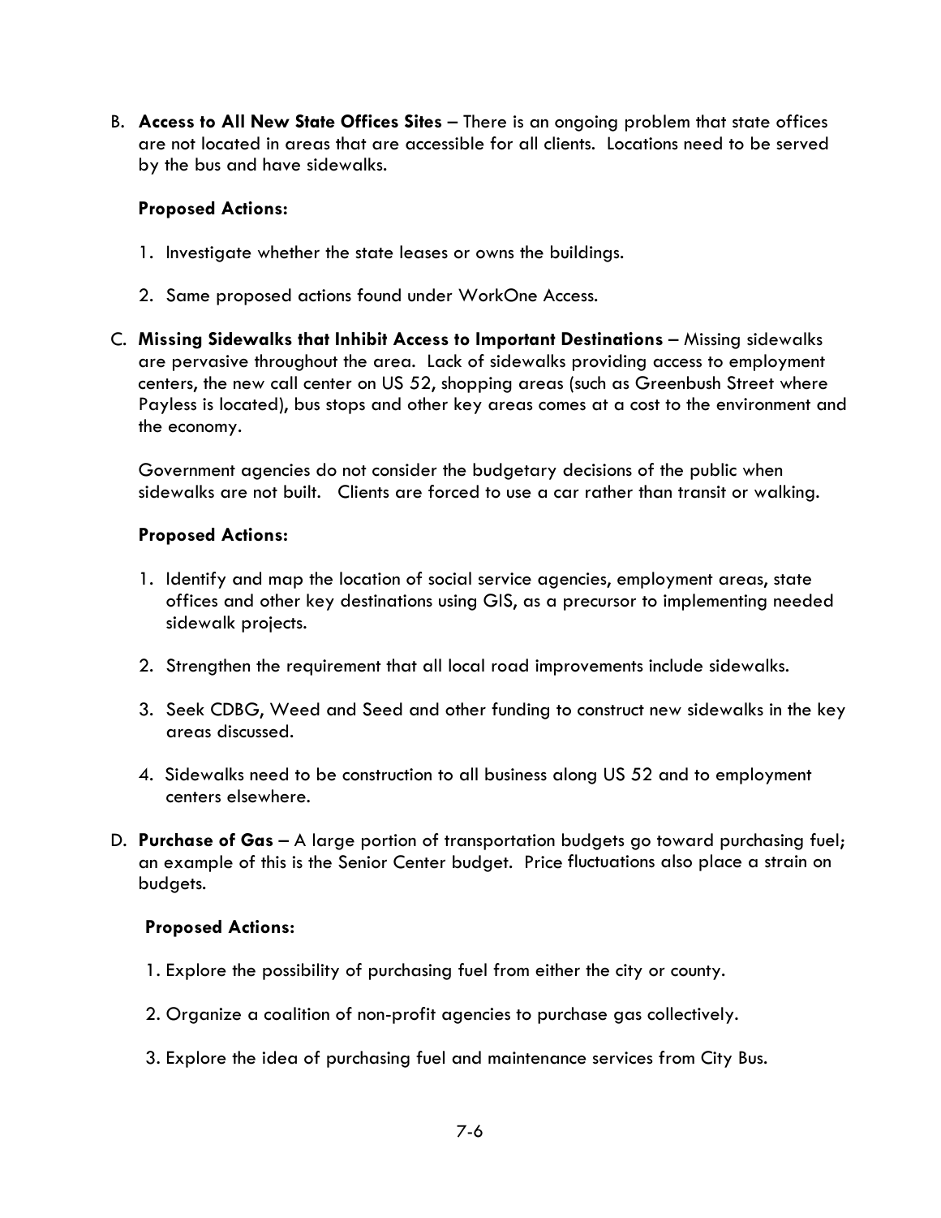B. **Access to All New State Offices Sites** – There is an ongoing problem that state offices are not located in areas that are accessible for all clients. Locations need to be served by the bus and have sidewalks.

**Proposed Actions:**

1. Investigate whether the state leases or owns the buildings.

2. Same proposed actions found under WorkOne Access.

C. **Missing Sidewalks that Inhibit Access to Important Destinations** – Missing sidewalks are pervasive throughout the area. Lack of sidewalks providing access to employment centers, the new call center on US 52, shopping areas (such as Greenbush Street where Payless is located), bus stops and other key areas comes at a cost to the environment and the economy.

Government agencies do not consider the budgetary decisions of the public when sidewalks are not built. Clients are forced to use a car rather than transit or walking.

**Proposed Actions:**

1. Identify and map the location of social service agencies, employment areas, state offices and other key destinations using GIS, as a precursor to implementing needed sidewalk projects.

2. Strengthen the requirement that all local road improvements include sidewalks.

3. Seek CDBG, Weed and Seed and other funding to construct new sidewalks in the key areas discussed.

4. Sidewalks need to be construction to all business along US 52 and to employment centers elsewhere.

D. **Purchase of Gas** – A large portion of transportation budgets go toward purchasing fuel; an example of this is the Senior Center budget. Price fluctuations also place a strain on budgets.

**Proposed Actions:**

1. Explore the possibility of purchasing fuel from either the city or county.

2. Organize a coalition of non-profit agencies to purchase gas collectively.

3. Explore the idea of purchasing fuel and maintenance services from City Bus.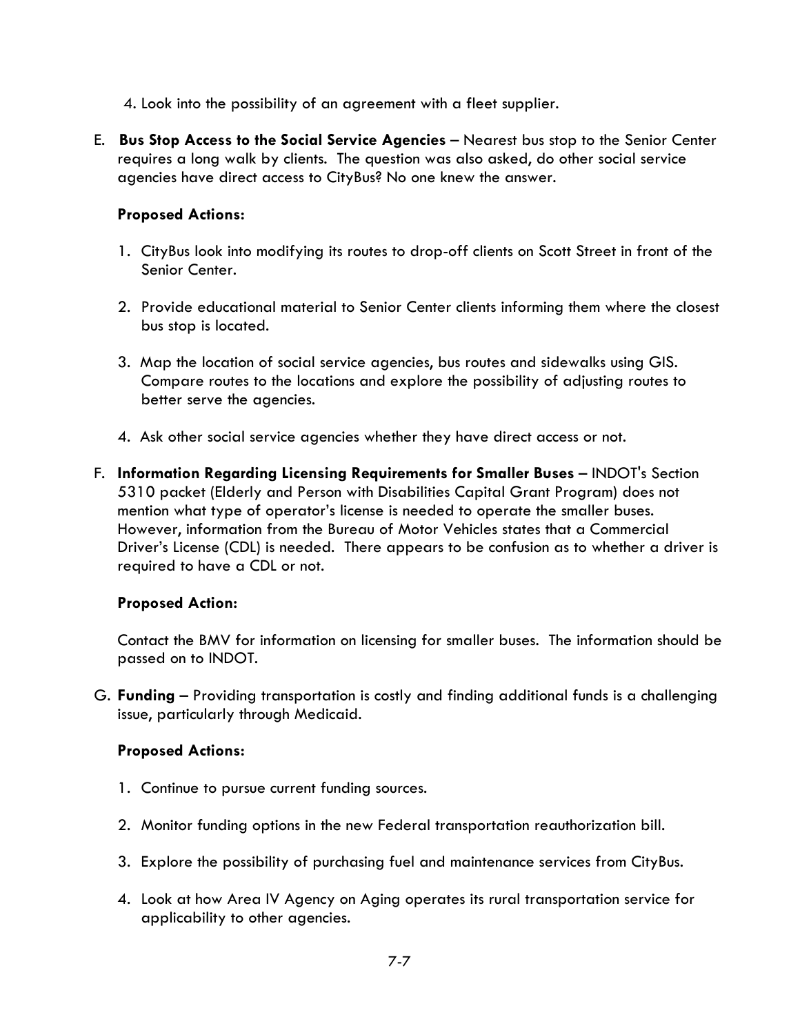4. Look into the possibility of an agreement with a fleet supplier.

E. **Bus Stop Access to the Social Service Agencies** – Nearest bus stop to the Senior Center requires a long walk by clients. The question was also asked, do other social service agencies have direct access to CityBus? No one knew the answer.

**Proposed Actions:**

1. CityBus look into modifying its routes to drop-off clients on Scott Street in front of the Senior Center.

2. Provide educational material to Senior Center clients informing them where the closest bus stop is located.

3. Map the location of social service agencies, bus routes and sidewalks using GIS. Compare routes to the locations and explore the possibility of adjusting routes to better serve the agencies.

4. Ask other social service agencies whether they have direct access or not.

F. **Information Regarding Licensing Requirements for Smaller Buses** – INDOT's Section 5310 packet (Elderly and Person with Disabilities Capital Grant Program) does not mention what type of operator's license is needed to operate the smaller buses. However, information from the Bureau of Motor Vehicles states that a Commercial Driver's License (CDL) is needed. There appears to be confusion as to whether a driver is required to have a CDL or not.

**Proposed Action:**

Contact the BMV for information on licensing for smaller buses. The information should be passed on to INDOT.

G. **Funding** – Providing transportation is costly and finding additional funds is a challenging issue, particularly through Medicaid.

**Proposed Actions:**

1. Continue to pursue current funding sources.

2. Monitor funding options in the new Federal transportation reauthorization bill.

3. Explore the possibility of purchasing fuel and maintenance services from CityBus.

4. Look at how Area IV Agency on Aging operates its rural transportation service for applicability to other agencies.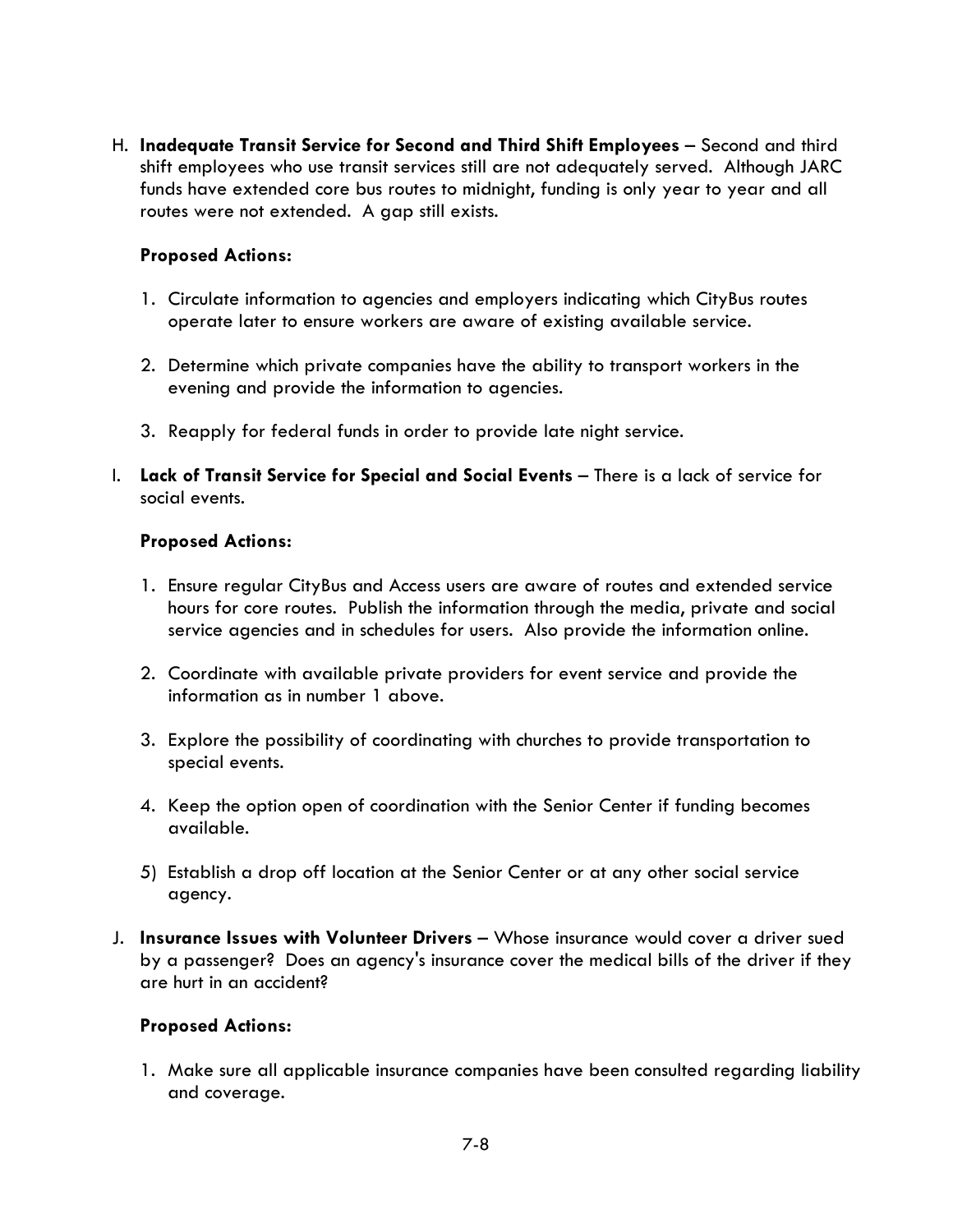H. **Inadequate Transit Service for Second and Third Shift Employees** – Second and third shift employees who use transit services still are not adequately served. Although JARC funds have extended core bus routes to midnight, funding is only year to year and all routes were not extended. A gap still exists.

**Proposed Actions:**

1. Circulate information to agencies and employers indicating which CityBus routes operate later to ensure workers are aware of existing available service.

2. Determine which private companies have the ability to transport workers in the evening and provide the information to agencies.

3. Reapply for federal funds in order to provide late night service.

I. **Lack of Transit Service for Special and Social Events** – There is a lack of service for social events.

**Proposed Actions:**

1. Ensure regular CityBus and Access users are aware of routes and extended service hours for core routes. Publish the information through the media, private and social service agencies and in schedules for users. Also provide the information online.

2. Coordinate with available private providers for event service and provide the information as in number 1 above.

3. Explore the possibility of coordinating with churches to provide transportation to special events.

4. Keep the option open of coordination with the Senior Center if funding becomes available.

5) Establish a drop off location at the Senior Center or at any other social service agency.

J. **Insurance Issues with Volunteer Drivers** – Whose insurance would cover a driver sued by a passenger? Does an agency's insurance cover the medical bills of the driver if they are hurt in an accident?

**Proposed Actions:**

1. Make sure all applicable insurance companies have been consulted regarding liability and coverage.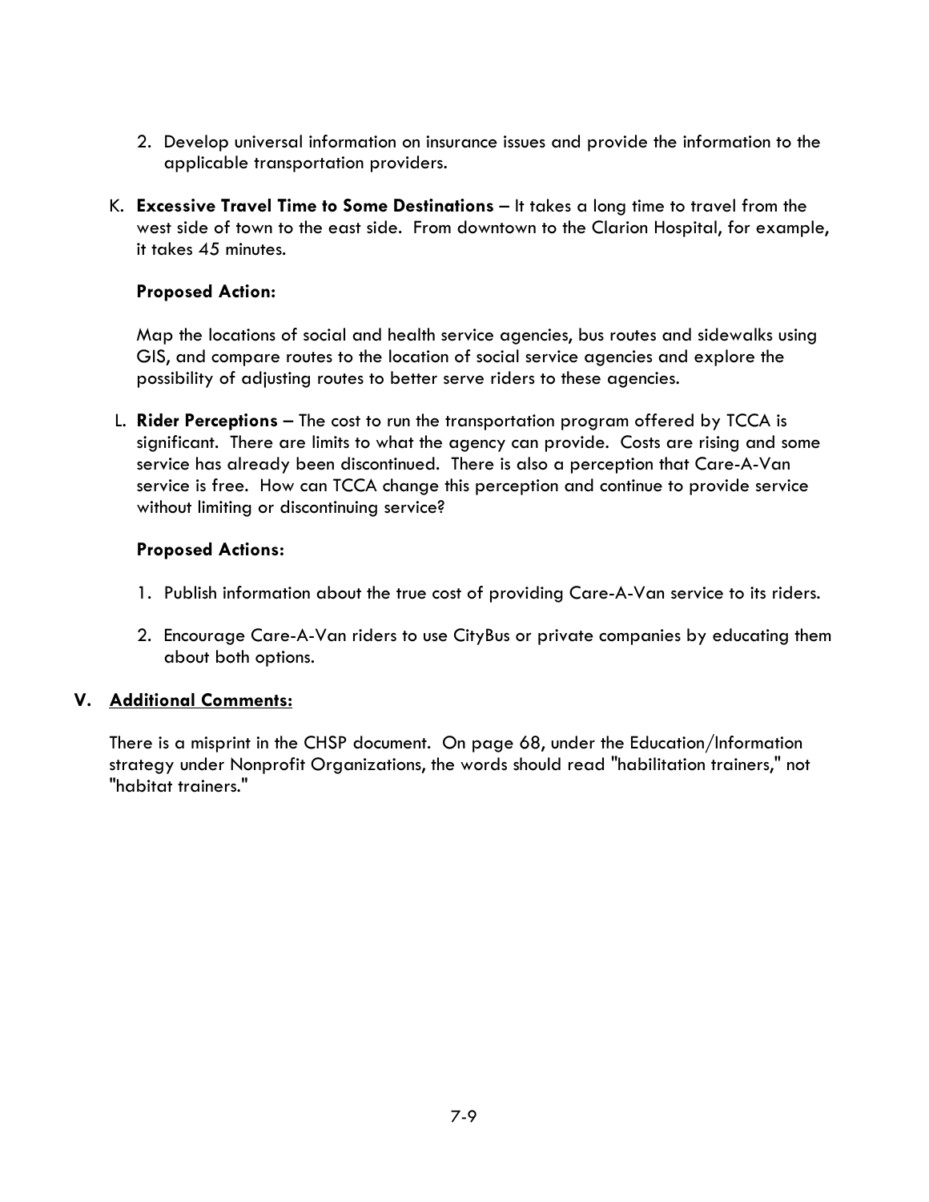2. Develop universal information on insurance issues and provide the information to the applicable transportation providers.

K. **Excessive Travel Time to Some Destinations** – It takes a long time to travel from the west side of town to the east side. From downtown to the Clarion Hospital, for example, it takes 45 minutes.

   **Proposed Action:**

   Map the locations of social and health service agencies, bus routes and sidewalks using GIS, and compare routes to the location of social service agencies and explore the possibility of adjusting routes to better serve riders to these agencies.

L. **Rider Perceptions** – The cost to run the transportation program offered by TCCA is significant. There are limits to what the agency can provide. Costs are rising and some service has already been discontinued. There is also a perception that Care-A-Van service is free. How can TCCA change this perception and continue to provide service without limiting or discontinuing service?

   **Proposed Actions:**

   1. Publish information about the true cost of providing Care-A-Van service to its riders.

   2. Encourage Care-A-Van riders to use CityBus or private companies by educating them about both options.

## V. Additional Comments:

There is a misprint in the CHSP document. On page 68, under the Education/Information strategy under Nonprofit Organizations, the words should read "habilitation trainers," not "habitat trainers."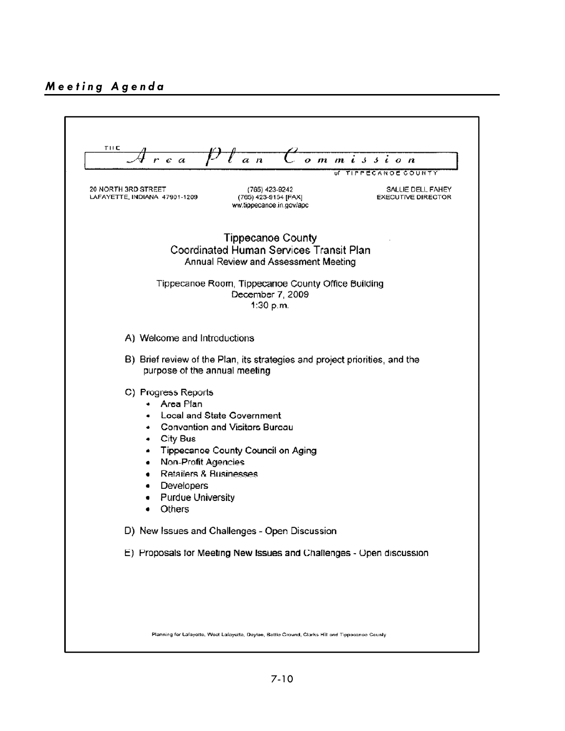## *Meeting Agenda*

THE *Area Plan Commission*
of TIPPECANOE COUNTY

20 NORTH 3RD STREET
LAFAYETTE, INDIANA 47901-1209

(765) 423-9242
(765) 423-9154 [FAX]
ww.tippecanoe.in.gov/apc

SALLIE DELL FAHEY
EXECUTIVE DIRECTOR

# Tippecanoe County
# Coordinated Human Services Transit Plan
## Annual Review and Assessment Meeting

Tippecanoe Room, Tippecanoe County Office Building
December 7, 2009
1:30 p.m.

A) Welcome and Introductions

B) Brief review of the Plan, its strategies and project priorities, and the purpose of the annual meeting

C) Progress Reports
- Area Plan
- Local and State Government
- Convention and Visitors Bureau
- City Bus
- Tippecanoe County Council on Aging
- Non-Profit Agencies
- Retailers & Businesses
- Developers
- Purdue University
- Others

D) New Issues and Challenges - Open Discussion

E) Proposals for Meeting New Issues and Challenges - Open discussion

Planning for Lafayette, West Lafayette, Dayton, Battle Ground, Clarks Hill and Tippecanoe County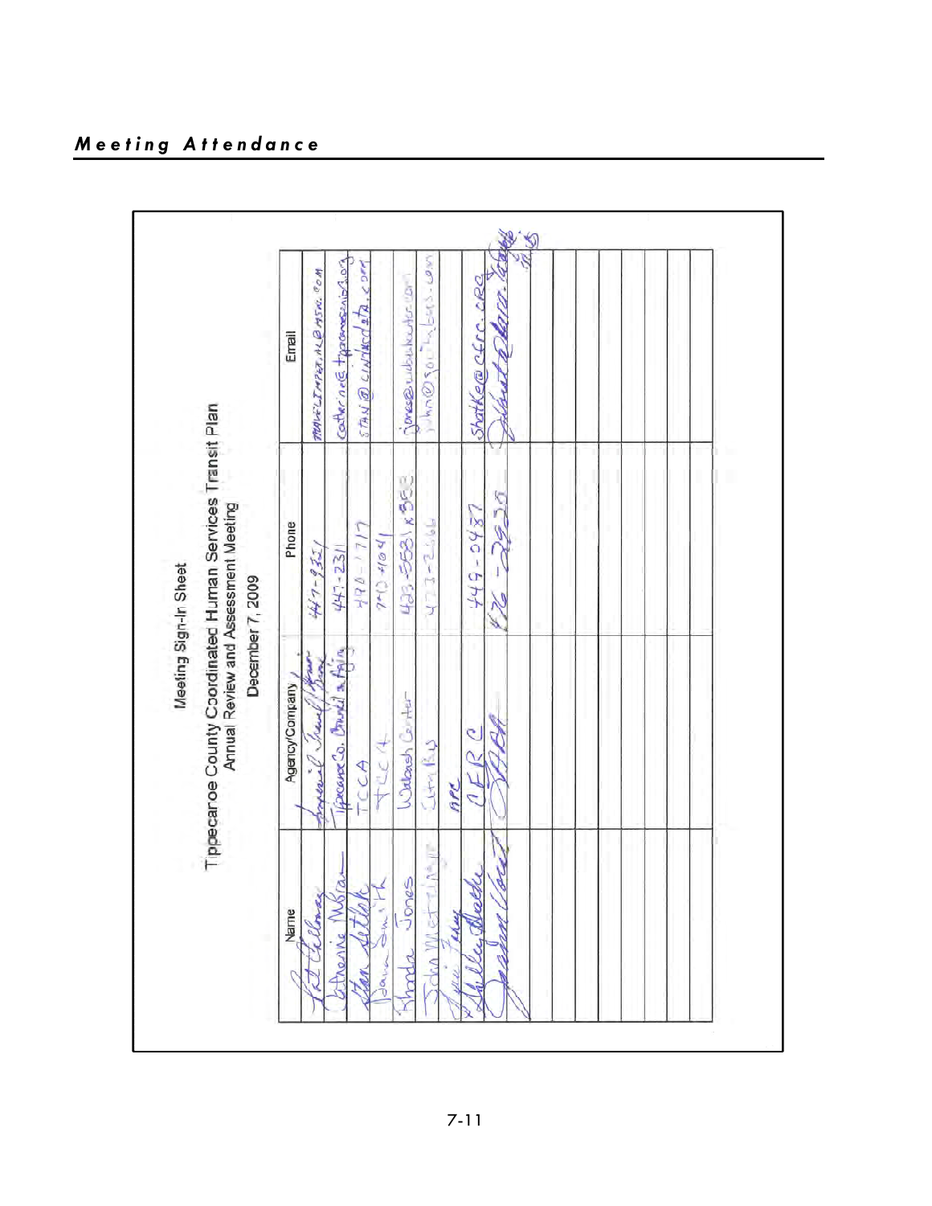## *Meeting Attendance*

Meeting Sign-In Sheet

Tippecanoe County Coordinated Human Services Transit Plan
Annual Review and Assessment Meeting
December 7, 2009

| Name | Agency/Company | Phone | Email |
|---|---|---|---|
| Pat Fellows | Imperial Travel / Home Team | 447-2351 | travelimperial@msn.com |
| Catherine M?? | Tippecanoe Co. Council on Aging | 447-231 | catherine@tippecanoeseniors.org |
| Stan Lifler | TCCA | 490-1717 | stan@cinergymetro.com |
| Jean Smith | TCCA | 740-4041 | |
| Rhonda Jones | Wabash Center | 423-5531 x 366 | jones@wabashcenter.com |
| John Metzinger | CityBus | 423-2666 | john@gocitybus.com |
| Lori Ferry | APC | | |
| Shelley Shattuck | CFRC | 449-0487 | Shattke@cfrc.org |
| | | 476-2920 | |
| | | | |
| | | | |
| | | | |
| | | | |
| | | | |
| | | | |
| | | | |